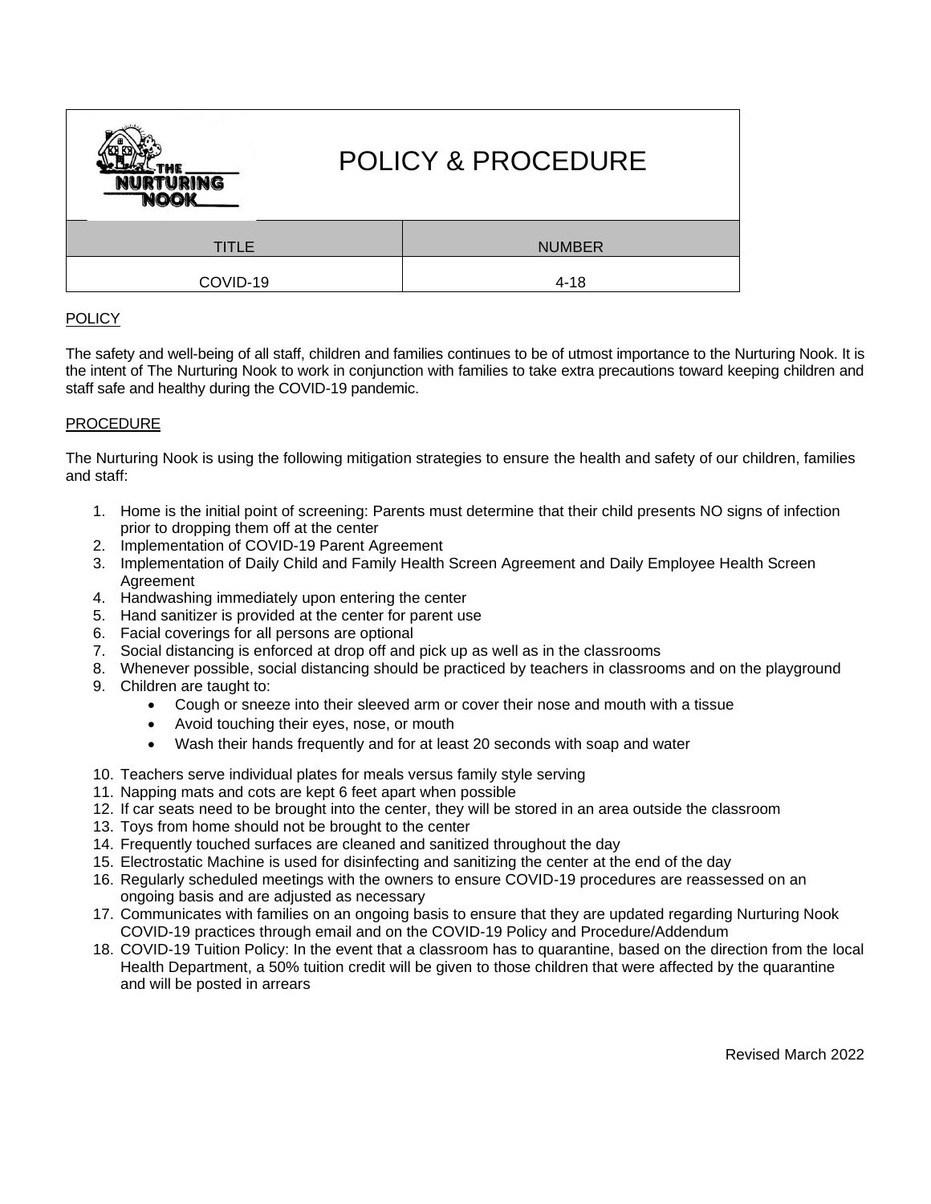| | POLICY & PROCEDURE |
| --- | --- |
| TITLE | NUMBER |
| COVID-19 | 4-18 |

## POLICY

The safety and well-being of all staff, children and families continues to be of utmost importance to the Nurturing Nook. It is the intent of The Nurturing Nook to work in conjunction with families to take extra precautions toward keeping children and staff safe and healthy during the COVID-19 pandemic.

## PROCEDURE

The Nurturing Nook is using the following mitigation strategies to ensure the health and safety of our children, families and staff:

1. Home is the initial point of screening: Parents must determine that their child presents NO signs of infection prior to dropping them off at the center
2. Implementation of COVID-19 Parent Agreement
3. Implementation of Daily Child and Family Health Screen Agreement and Daily Employee Health Screen Agreement
4. Handwashing immediately upon entering the center
5. Hand sanitizer is provided at the center for parent use
6. Facial coverings for all persons are optional
7. Social distancing is enforced at drop off and pick up as well as in the classrooms
8. Whenever possible, social distancing should be practiced by teachers in classrooms and on the playground
9. Children are taught to:
   - Cough or sneeze into their sleeved arm or cover their nose and mouth with a tissue
   - Avoid touching their eyes, nose, or mouth
   - Wash their hands frequently and for at least 20 seconds with soap and water
10. Teachers serve individual plates for meals versus family style serving
11. Napping mats and cots are kept 6 feet apart when possible
12. If car seats need to be brought into the center, they will be stored in an area outside the classroom
13. Toys from home should not be brought to the center
14. Frequently touched surfaces are cleaned and sanitized throughout the day
15. Electrostatic Machine is used for disinfecting and sanitizing the center at the end of the day
16. Regularly scheduled meetings with the owners to ensure COVID-19 procedures are reassessed on an ongoing basis and are adjusted as necessary
17. Communicates with families on an ongoing basis to ensure that they are updated regarding Nurturing Nook COVID-19 practices through email and on the COVID-19 Policy and Procedure/Addendum
18. COVID-19 Tuition Policy: In the event that a classroom has to quarantine, based on the direction from the local Health Department, a 50% tuition credit will be given to those children that were affected by the quarantine and will be posted in arrears

Revised March 2022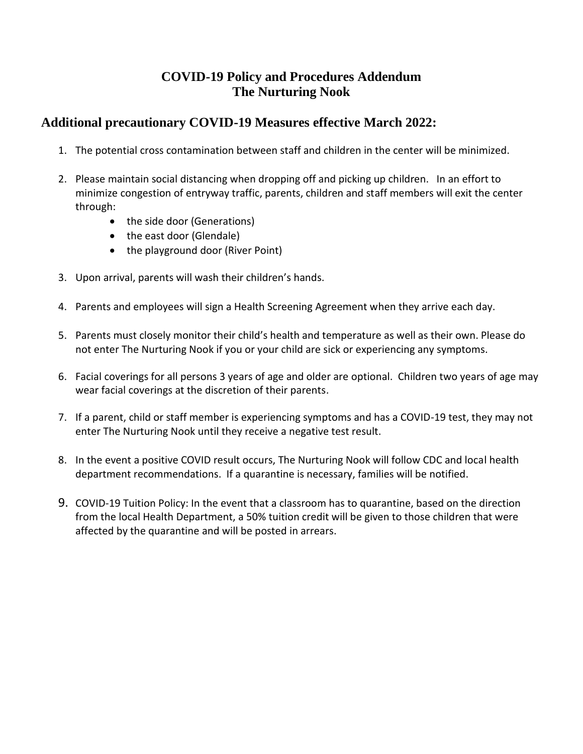# COVID-19 Policy and Procedures Addendum
# The Nurturing Nook

## Additional precautionary COVID-19 Measures effective March 2022:

1. The potential cross contamination between staff and children in the center will be minimized.

2. Please maintain social distancing when dropping off and picking up children. In an effort to minimize congestion of entryway traffic, parents, children and staff members will exit the center through:
   - the side door (Generations)
   - the east door (Glendale)
   - the playground door (River Point)

3. Upon arrival, parents will wash their children's hands.

4. Parents and employees will sign a Health Screening Agreement when they arrive each day.

5. Parents must closely monitor their child's health and temperature as well as their own. Please do not enter The Nurturing Nook if you or your child are sick or experiencing any symptoms.

6. Facial coverings for all persons 3 years of age and older are optional. Children two years of age may wear facial coverings at the discretion of their parents.

7. If a parent, child or staff member is experiencing symptoms and has a COVID-19 test, they may not enter The Nurturing Nook until they receive a negative test result.

8. In the event a positive COVID result occurs, The Nurturing Nook will follow CDC and local health department recommendations. If a quarantine is necessary, families will be notified.

9. COVID-19 Tuition Policy: In the event that a classroom has to quarantine, based on the direction from the local Health Department, a 50% tuition credit will be given to those children that were affected by the quarantine and will be posted in arrears.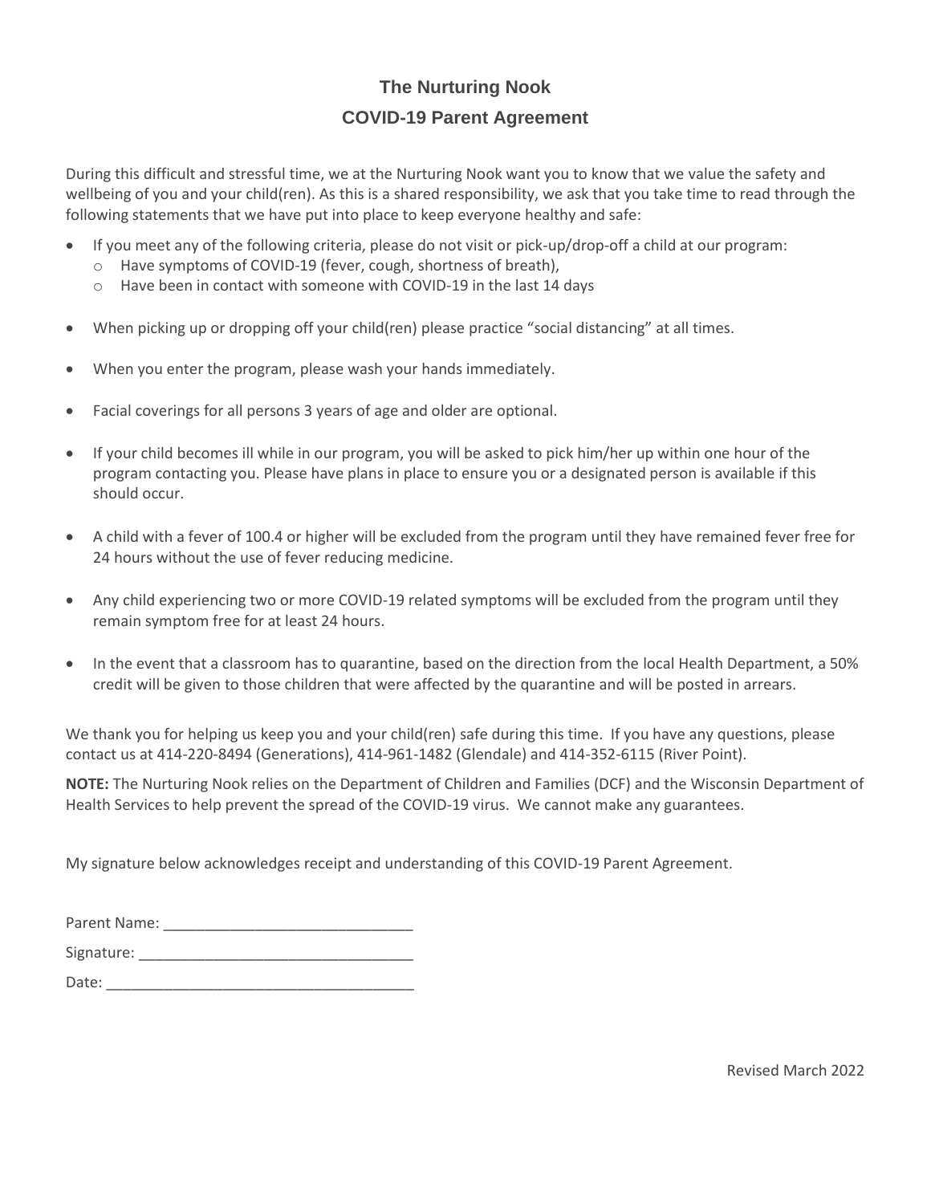# The Nurturing Nook

## COVID-19 Parent Agreement

During this difficult and stressful time, we at the Nurturing Nook want you to know that we value the safety and wellbeing of you and your child(ren). As this is a shared responsibility, we ask that you take time to read through the following statements that we have put into place to keep everyone healthy and safe:

- If you meet any of the following criteria, please do not visit or pick-up/drop-off a child at our program:
  - Have symptoms of COVID-19 (fever, cough, shortness of breath),
  - Have been in contact with someone with COVID-19 in the last 14 days
- When picking up or dropping off your child(ren) please practice "social distancing" at all times.
- When you enter the program, please wash your hands immediately.
- Facial coverings for all persons 3 years of age and older are optional.
- If your child becomes ill while in our program, you will be asked to pick him/her up within one hour of the program contacting you. Please have plans in place to ensure you or a designated person is available if this should occur.
- A child with a fever of 100.4 or higher will be excluded from the program until they have remained fever free for 24 hours without the use of fever reducing medicine.
- Any child experiencing two or more COVID-19 related symptoms will be excluded from the program until they remain symptom free for at least 24 hours.
- In the event that a classroom has to quarantine, based on the direction from the local Health Department, a 50% credit will be given to those children that were affected by the quarantine and will be posted in arrears.

We thank you for helping us keep you and your child(ren) safe during this time. If you have any questions, please contact us at 414-220-8494 (Generations), 414-961-1482 (Glendale) and 414-352-6115 (River Point).

**NOTE:** The Nurturing Nook relies on the Department of Children and Families (DCF) and the Wisconsin Department of Health Services to help prevent the spread of the COVID-19 virus. We cannot make any guarantees.

My signature below acknowledges receipt and understanding of this COVID-19 Parent Agreement.

Parent Name: ______________________________

Signature: _________________________________

Date: _____________________________________

Revised March 2022